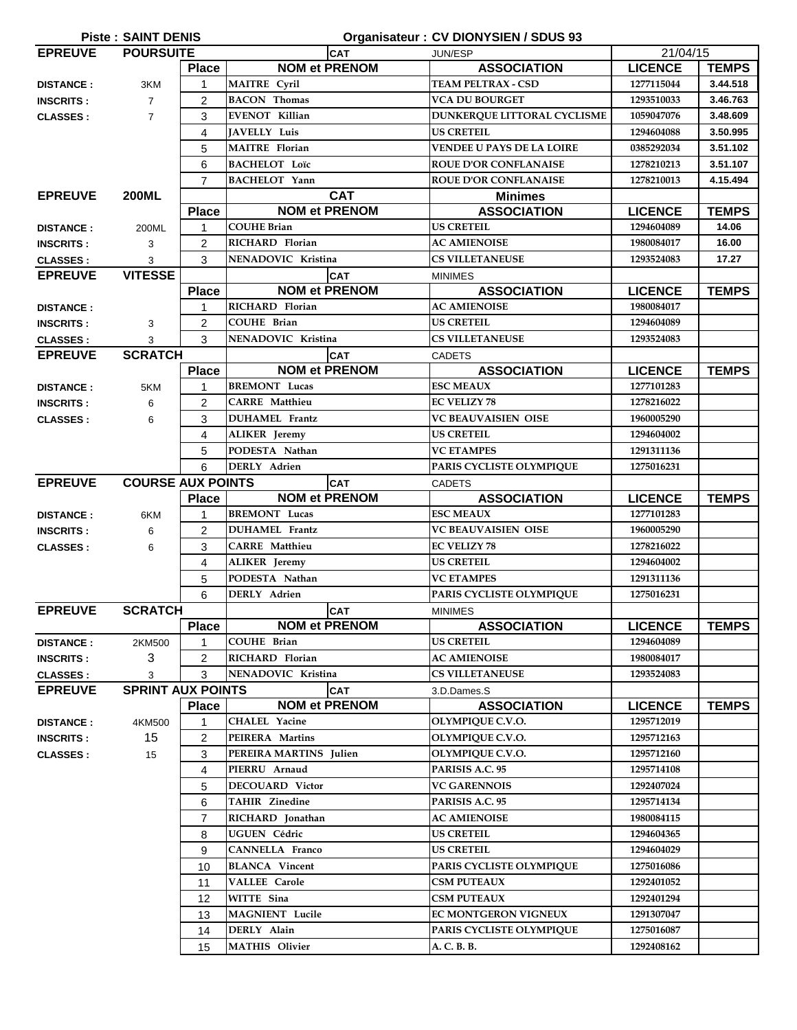**Piste : SAINT DENIS** **Organisateur : CV DIONYSIEN / SDUS 93**

| EPREUVE | POURSUITE | | CAT | JUN/ESP | 21/04/15 | |
|---|---|---|---|---|---|---|
| | | **Place** | **NOM et PRENOM** | **ASSOCIATION** | **LICENCE** | **TEMPS** |
| **DISTANCE :** | 3KM | 1 | MAITRE Cyril | TEAM PELTRAX - CSD | 1277115044 | 3.44.518 |
| **INSCRITS :** | 7 | 2 | BACON Thomas | VCA DU BOURGET | 1293510033 | 3.46.763 |
| **CLASSES :** | 7 | 3 | EVENOT Killian | DUNKERQUE LITTORAL CYCLISME | 1059047076 | 3.48.609 |
| | | 4 | JAVELLY Luis | US CRETEIL | 1294604088 | 3.50.995 |
| | | 5 | MAITRE Florian | VENDEE U PAYS DE LA LOIRE | 0385292034 | 3.51.102 |
| | | 6 | BACHELOT Loïc | ROUE D'OR CONFLANAISE | 1278210213 | 3.51.107 |
| | | 7 | BACHELOT Yann | ROUE D'OR CONFLANAISE | 1278210013 | 4.15.494 |

| EPREUVE | 200ML | | CAT | Minimes | | |
|---|---|---|---|---|---|---|
| | | **Place** | **NOM et PRENOM** | **ASSOCIATION** | **LICENCE** | **TEMPS** |
| **DISTANCE :** | 200ML | 1 | COUHE Brian | US CRETEIL | 1294604089 | 14.06 |
| **INSCRITS :** | 3 | 2 | RICHARD Florian | AC AMIENOISE | 1980084017 | 16.00 |
| **CLASSES :** | 3 | 3 | NENADOVIC Kristina | CS VILLETANEUSE | 1293524083 | 17.27 |

| EPREUVE | VITESSE | | CAT | MINIMES | | |
|---|---|---|---|---|---|---|
| | | **Place** | **NOM et PRENOM** | **ASSOCIATION** | **LICENCE** | **TEMPS** |
| **DISTANCE :** | | 1 | RICHARD Florian | AC AMIENOISE | 1980084017 | |
| **INSCRITS :** | 3 | 2 | COUHE Brian | US CRETEIL | 1294604089 | |
| **CLASSES :** | 3 | 3 | NENADOVIC Kristina | CS VILLETANEUSE | 1293524083 | |

| EPREUVE | SCRATCH | | CAT | CADETS | | |
|---|---|---|---|---|---|---|
| | | **Place** | **NOM et PRENOM** | **ASSOCIATION** | **LICENCE** | **TEMPS** |
| **DISTANCE :** | 5KM | 1 | BREMONT Lucas | ESC MEAUX | 1277101283 | |
| **INSCRITS :** | 6 | 2 | CARRE Matthieu | EC VELIZY 78 | 1278216022 | |
| **CLASSES :** | 6 | 3 | DUHAMEL Frantz | VC BEAUVAISIEN OISE | 1960005290 | |
| | | 4 | ALIKER Jeremy | US CRETEIL | 1294604002 | |
| | | 5 | PODESTA Nathan | VC ETAMPES | 1291311136 | |
| | | 6 | DERLY Adrien | PARIS CYCLISTE OLYMPIQUE | 1275016231 | |

| EPREUVE | COURSE AUX POINTS | | CAT | CADETS | | |
|---|---|---|---|---|---|---|
| | | **Place** | **NOM et PRENOM** | **ASSOCIATION** | **LICENCE** | **TEMPS** |
| **DISTANCE :** | 6KM | 1 | BREMONT Lucas | ESC MEAUX | 1277101283 | |
| **INSCRITS :** | 6 | 2 | DUHAMEL Frantz | VC BEAUVAISIEN OISE | 1960005290 | |
| **CLASSES :** | 6 | 3 | CARRE Matthieu | EC VELIZY 78 | 1278216022 | |
| | | 4 | ALIKER Jeremy | US CRETEIL | 1294604002 | |
| | | 5 | PODESTA Nathan | VC ETAMPES | 1291311136 | |
| | | 6 | DERLY Adrien | PARIS CYCLISTE OLYMPIQUE | 1275016231 | |

| EPREUVE | SCRATCH | | CAT | MINIMES | | |
|---|---|---|---|---|---|---|
| | | **Place** | **NOM et PRENOM** | **ASSOCIATION** | **LICENCE** | **TEMPS** |
| **DISTANCE :** | 2KM500 | 1 | COUHE Brian | US CRETEIL | 1294604089 | |
| **INSCRITS :** | 3 | 2 | RICHARD Florian | AC AMIENOISE | 1980084017 | |
| **CLASSES :** | 3 | 3 | NENADOVIC Kristina | CS VILLETANEUSE | 1293524083 | |

| EPREUVE | SPRINT AUX POINTS | | CAT | 3.D.Dames.S | | |
|---|---|---|---|---|---|---|
| | | **Place** | **NOM et PRENOM** | **ASSOCIATION** | **LICENCE** | **TEMPS** |
| **DISTANCE :** | 4KM500 | 1 | CHALEL Yacine | OLYMPIQUE C.V.O. | 1295712019 | |
| **INSCRITS :** | 15 | 2 | PEIRERA Martins | OLYMPIQUE C.V.O. | 1295712163 | |
| **CLASSES :** | 15 | 3 | PEREIRA MARTINS Julien | OLYMPIQUE C.V.O. | 1295712160 | |
| | | 4 | PIERRU Arnaud | PARISIS A.C. 95 | 1295714108 | |
| | | 5 | DECOUARD Victor | VC GARENNOIS | 1292407024 | |
| | | 6 | TAHIR Zinedine | PARISIS A.C. 95 | 1295714134 | |
| | | 7 | RICHARD Jonathan | AC AMIENOISE | 1980084115 | |
| | | 8 | UGUEN Cédric | US CRETEIL | 1294604365 | |
| | | 9 | CANNELLA Franco | US CRETEIL | 1294604029 | |
| | | 10 | BLANCA Vincent | PARIS CYCLISTE OLYMPIQUE | 1275016086 | |
| | | 11 | VALLEE Carole | CSM PUTEAUX | 1292401052 | |
| | | 12 | WITTE Sina | CSM PUTEAUX | 1292401294 | |
| | | 13 | MAGNIENT Lucile | EC MONTGERON VIGNEUX | 1291307047 | |
| | | 14 | DERLY Alain | PARIS CYCLISTE OLYMPIQUE | 1275016087 | |
| | | 15 | MATHIS Olivier | A. C. B. B. | 1292408162 | |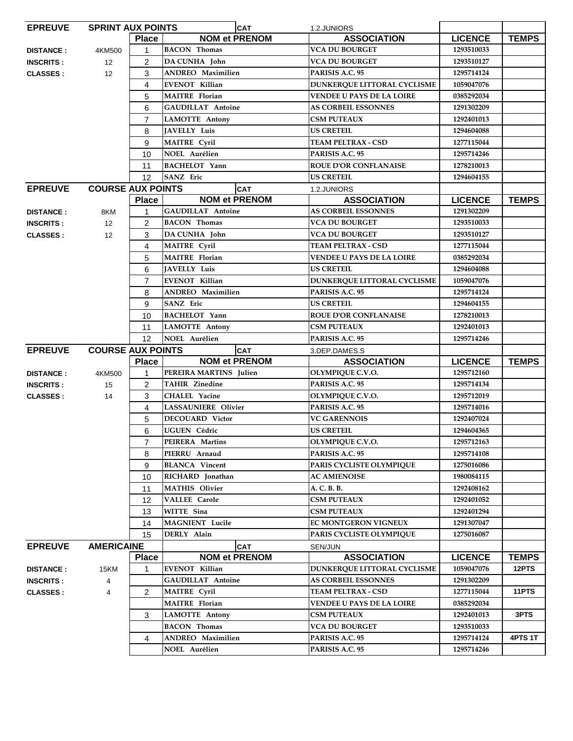| EPREUVE | SPRINT AUX POINTS | | CAT | 1.2.JUNIORS | | |
|---|---|---|---|---|---|---|
| | | Place | NOM et PRENOM | ASSOCIATION | LICENCE | TEMPS |
| DISTANCE : | 4KM500 | 1 | BACON Thomas | VCA DU BOURGET | 1293510033 | |
| INSCRITS : | 12 | 2 | DA CUNHA John | VCA DU BOURGET | 1293510127 | |
| CLASSES : | 12 | 3 | ANDREO Maximilien | PARISIS A.C. 95 | 1295714124 | |
| | | 4 | EVENOT Killian | DUNKERQUE LITTORAL CYCLISME | 1059047076 | |
| | | 5 | MAITRE Florian | VENDEE U PAYS DE LA LOIRE | 0385292034 | |
| | | 6 | GAUDILLAT Antoine | AS CORBEIL ESSONNES | 1291302209 | |
| | | 7 | LAMOTTE Antony | CSM PUTEAUX | 1292401013 | |
| | | 8 | JAVELLY Luis | US CRETEIL | 1294604088 | |
| | | 9 | MAITRE Cyril | TEAM PELTRAX - CSD | 1277115044 | |
| | | 10 | NOEL Aurélien | PARISIS A.C. 95 | 1295714246 | |
| | | 11 | BACHELOT Yann | ROUE D'OR CONFLANAISE | 1278210013 | |
| | | 12 | SANZ Eric | US CRETEIL | 1294604155 | |

| EPREUVE | COURSE AUX POINTS | | CAT | 1.2.JUNIORS | | |
|---|---|---|---|---|---|---|
| | | Place | NOM et PRENOM | ASSOCIATION | LICENCE | TEMPS |
| DISTANCE : | 8KM | 1 | GAUDILLAT Antoine | AS CORBEIL ESSONNES | 1291302209 | |
| INSCRITS : | 12 | 2 | BACON Thomas | VCA DU BOURGET | 1293510033 | |
| CLASSES : | 12 | 3 | DA CUNHA John | VCA DU BOURGET | 1293510127 | |
| | | 4 | MAITRE Cyril | TEAM PELTRAX - CSD | 1277115044 | |
| | | 5 | MAITRE Florian | VENDEE U PAYS DE LA LOIRE | 0385292034 | |
| | | 6 | JAVELLY Luis | US CRETEIL | 1294604088 | |
| | | 7 | EVENOT Killian | DUNKERQUE LITTORAL CYCLISME | 1059047076 | |
| | | 8 | ANDREO Maximilien | PARISIS A.C. 95 | 1295714124 | |
| | | 9 | SANZ Eric | US CRETEIL | 1294604155 | |
| | | 10 | BACHELOT Yann | ROUE D'OR CONFLANAISE | 1278210013 | |
| | | 11 | LAMOTTE Antony | CSM PUTEAUX | 1292401013 | |
| | | 12 | NOEL Aurélien | PARISIS A.C. 95 | 1295714246 | |

| EPREUVE | COURSE AUX POINTS | | CAT | 3.DEP.DAMES.S | | |
|---|---|---|---|---|---|---|
| | | Place | NOM et PRENOM | ASSOCIATION | LICENCE | TEMPS |
| DISTANCE : | 4KM500 | 1 | PEREIRA MARTINS Julien | OLYMPIQUE C.V.O. | 1295712160 | |
| INSCRITS : | 15 | 2 | TAHIR Zinedine | PARISIS A.C. 95 | 1295714134 | |
| CLASSES : | 14 | 3 | CHALEL Yacine | OLYMPIQUE C.V.O. | 1295712019 | |
| | | 4 | LASSAUNIERE Olivier | PARISIS A.C. 95 | 1295714016 | |
| | | 5 | DECOUARD Victor | VC GARENNOIS | 1292407024 | |
| | | 6 | UGUEN Cédric | US CRETEIL | 1294604365 | |
| | | 7 | PEIRERA Martins | OLYMPIQUE C.V.O. | 1295712163 | |
| | | 8 | PIERRU Arnaud | PARISIS A.C. 95 | 1295714108 | |
| | | 9 | BLANCA Vincent | PARIS CYCLISTE OLYMPIQUE | 1275016086 | |
| | | 10 | RICHARD Jonathan | AC AMIENOISE | 1980084115 | |
| | | 11 | MATHIS Olivier | A. C. B. B. | 1292408162 | |
| | | 12 | VALLEE Carole | CSM PUTEAUX | 1292401052 | |
| | | 13 | WITTE Sina | CSM PUTEAUX | 1292401294 | |
| | | 14 | MAGNIENT Lucile | EC MONTGERON VIGNEUX | 1291307047 | |
| | | 15 | DERLY Alain | PARIS CYCLISTE OLYMPIQUE | 1275016087 | |

| EPREUVE | AMERICAINE | | CAT | SEN/JUN | | |
|---|---|---|---|---|---|---|
| | | Place | NOM et PRENOM | ASSOCIATION | LICENCE | TEMPS |
| DISTANCE : | 15KM | 1 | EVENOT Killian | DUNKERQUE LITTORAL CYCLISME | 1059047076 | 12PTS |
| INSCRITS : | 4 | | GAUDILLAT Antoine | AS CORBEIL ESSONNES | 1291302209 | |
| CLASSES : | 4 | 2 | MAITRE Cyril | TEAM PELTRAX - CSD | 1277115044 | 11PTS |
| | | | MAITRE Florian | VENDEE U PAYS DE LA LOIRE | 0385292034 | |
| | | 3 | LAMOTTE Antony | CSM PUTEAUX | 1292401013 | 3PTS |
| | | | BACON Thomas | VCA DU BOURGET | 1293510033 | |
| | | 4 | ANDREO Maximilien | PARISIS A.C. 95 | 1295714124 | 4PTS 1T |
| | | | NOEL Aurélien | PARISIS A.C. 95 | 1295714246 | |